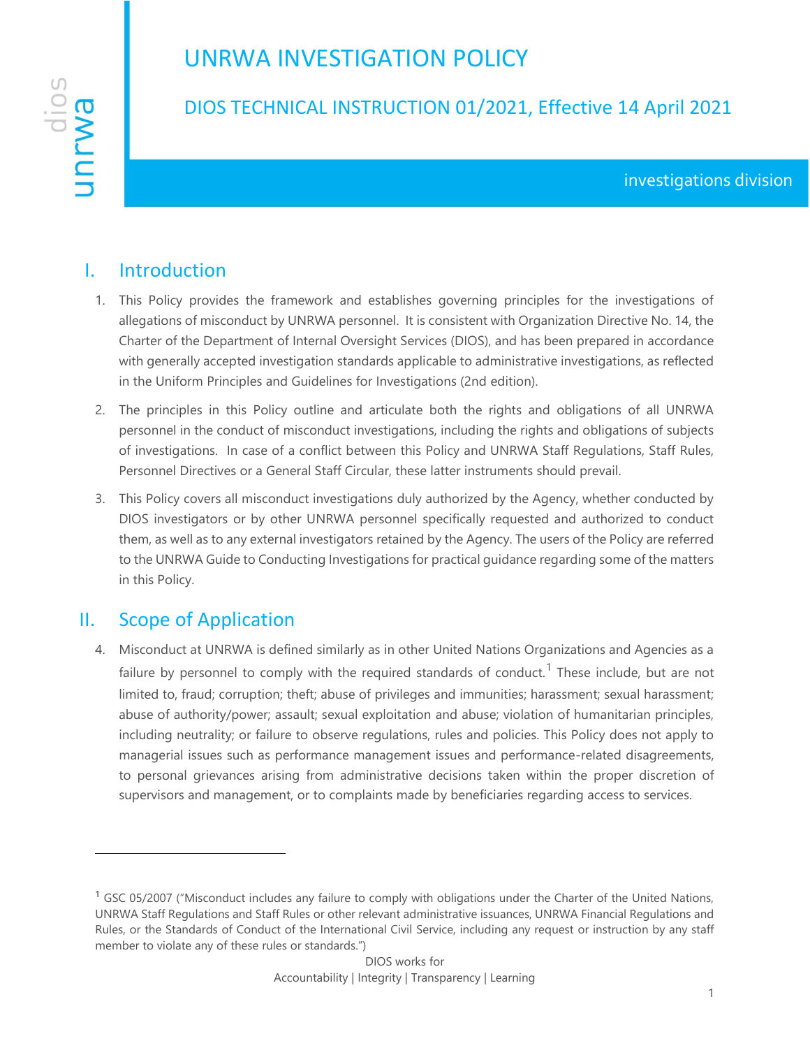# UNRWA INVESTIGATION POLICY

## DIOS TECHNICAL INSTRUCTION 01/2021, Effective 14 April 2021

investigations division

## I. Introduction

1. This Policy provides the framework and establishes governing principles for the investigations of allegations of misconduct by UNRWA personnel. It is consistent with Organization Directive No. 14, the Charter of the Department of Internal Oversight Services (DIOS), and has been prepared in accordance with generally accepted investigation standards applicable to administrative investigations, as reflected in the Uniform Principles and Guidelines for Investigations (2nd edition).

2. The principles in this Policy outline and articulate both the rights and obligations of all UNRWA personnel in the conduct of misconduct investigations, including the rights and obligations of subjects of investigations. In case of a conflict between this Policy and UNRWA Staff Regulations, Staff Rules, Personnel Directives or a General Staff Circular, these latter instruments should prevail.

3. This Policy covers all misconduct investigations duly authorized by the Agency, whether conducted by DIOS investigators or by other UNRWA personnel specifically requested and authorized to conduct them, as well as to any external investigators retained by the Agency. The users of the Policy are referred to the UNRWA Guide to Conducting Investigations for practical guidance regarding some of the matters in this Policy.

## II. Scope of Application

4. Misconduct at UNRWA is defined similarly as in other United Nations Organizations and Agencies as a failure by personnel to comply with the required standards of conduct.[1] These include, but are not limited to, fraud; corruption; theft; abuse of privileges and immunities; harassment; sexual harassment; abuse of authority/power; assault; sexual exploitation and abuse; violation of humanitarian principles, including neutrality; or failure to observe regulations, rules and policies. This Policy does not apply to managerial issues such as performance management issues and performance-related disagreements, to personal grievances arising from administrative decisions taken within the proper discretion of supervisors and management, or to complaints made by beneficiaries regarding access to services.

---

[1] GSC 05/2007 ("Misconduct includes any failure to comply with obligations under the Charter of the United Nations, UNRWA Staff Regulations and Staff Rules or other relevant administrative issuances, UNRWA Financial Regulations and Rules, or the Standards of Conduct of the International Civil Service, including any request or instruction by any staff member to violate any of these rules or standards.")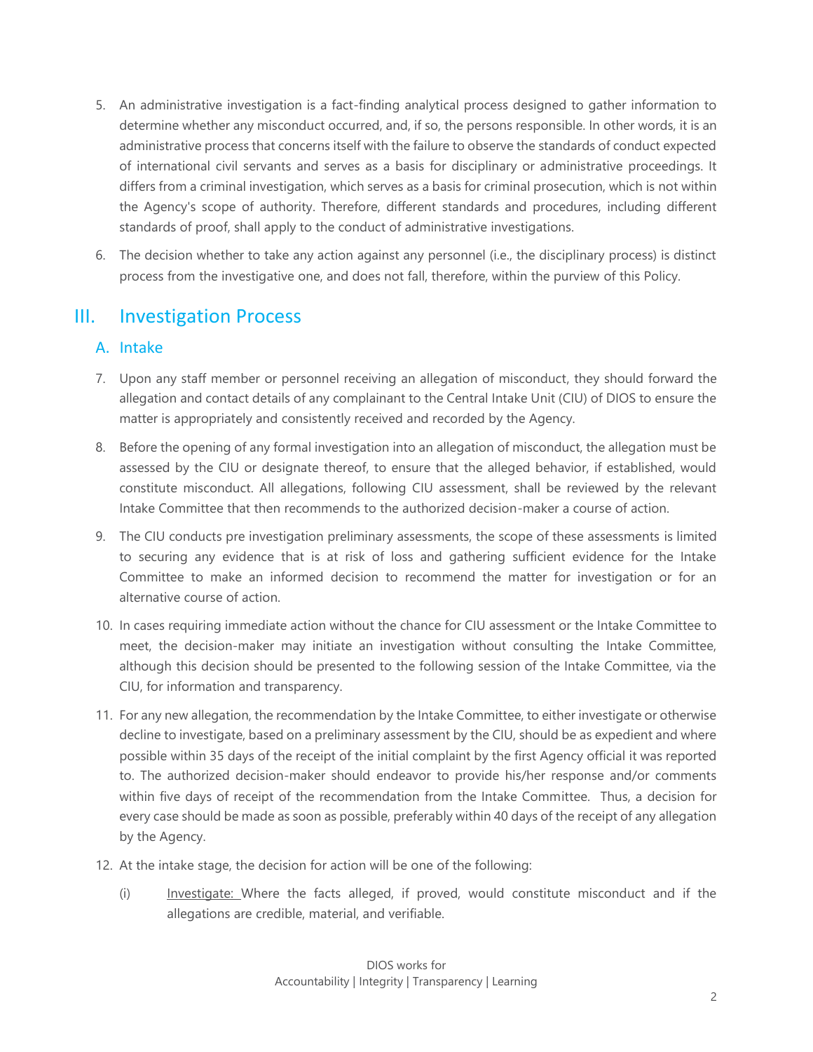5. An administrative investigation is a fact-finding analytical process designed to gather information to determine whether any misconduct occurred, and, if so, the persons responsible. In other words, it is an administrative process that concerns itself with the failure to observe the standards of conduct expected of international civil servants and serves as a basis for disciplinary or administrative proceedings. It differs from a criminal investigation, which serves as a basis for criminal prosecution, which is not within the Agency's scope of authority. Therefore, different standards and procedures, including different standards of proof, shall apply to the conduct of administrative investigations.

6. The decision whether to take any action against any personnel (i.e., the disciplinary process) is distinct process from the investigative one, and does not fall, therefore, within the purview of this Policy.

## III. Investigation Process

### A. Intake

7. Upon any staff member or personnel receiving an allegation of misconduct, they should forward the allegation and contact details of any complainant to the Central Intake Unit (CIU) of DIOS to ensure the matter is appropriately and consistently received and recorded by the Agency.

8. Before the opening of any formal investigation into an allegation of misconduct, the allegation must be assessed by the CIU or designate thereof, to ensure that the alleged behavior, if established, would constitute misconduct. All allegations, following CIU assessment, shall be reviewed by the relevant Intake Committee that then recommends to the authorized decision-maker a course of action.

9. The CIU conducts pre investigation preliminary assessments, the scope of these assessments is limited to securing any evidence that is at risk of loss and gathering sufficient evidence for the Intake Committee to make an informed decision to recommend the matter for investigation or for an alternative course of action.

10. In cases requiring immediate action without the chance for CIU assessment or the Intake Committee to meet, the decision-maker may initiate an investigation without consulting the Intake Committee, although this decision should be presented to the following session of the Intake Committee, via the CIU, for information and transparency.

11. For any new allegation, the recommendation by the Intake Committee, to either investigate or otherwise decline to investigate, based on a preliminary assessment by the CIU, should be as expedient and where possible within 35 days of the receipt of the initial complaint by the first Agency official it was reported to. The authorized decision-maker should endeavor to provide his/her response and/or comments within five days of receipt of the recommendation from the Intake Committee. Thus, a decision for every case should be made as soon as possible, preferably within 40 days of the receipt of any allegation by the Agency.

12. At the intake stage, the decision for action will be one of the following:

    (i) Investigate: Where the facts alleged, if proved, would constitute misconduct and if the allegations are credible, material, and verifiable.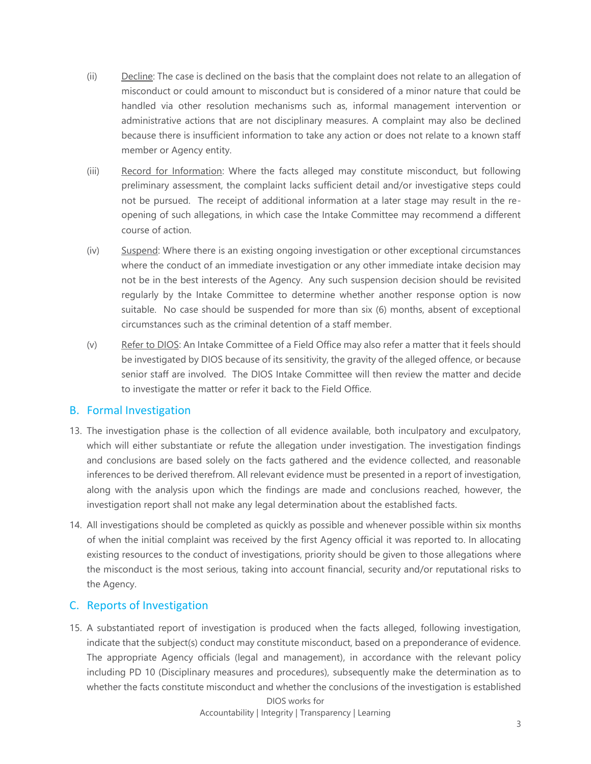(ii) Decline: The case is declined on the basis that the complaint does not relate to an allegation of misconduct or could amount to misconduct but is considered of a minor nature that could be handled via other resolution mechanisms such as, informal management intervention or administrative actions that are not disciplinary measures. A complaint may also be declined because there is insufficient information to take any action or does not relate to a known staff member or Agency entity.

(iii) Record for Information: Where the facts alleged may constitute misconduct, but following preliminary assessment, the complaint lacks sufficient detail and/or investigative steps could not be pursued. The receipt of additional information at a later stage may result in the re-opening of such allegations, in which case the Intake Committee may recommend a different course of action.

(iv) Suspend: Where there is an existing ongoing investigation or other exceptional circumstances where the conduct of an immediate investigation or any other immediate intake decision may not be in the best interests of the Agency. Any such suspension decision should be revisited regularly by the Intake Committee to determine whether another response option is now suitable. No case should be suspended for more than six (6) months, absent of exceptional circumstances such as the criminal detention of a staff member.

(v) Refer to DIOS: An Intake Committee of a Field Office may also refer a matter that it feels should be investigated by DIOS because of its sensitivity, the gravity of the alleged offence, or because senior staff are involved. The DIOS Intake Committee will then review the matter and decide to investigate the matter or refer it back to the Field Office.

## B. Formal Investigation

13. The investigation phase is the collection of all evidence available, both inculpatory and exculpatory, which will either substantiate or refute the allegation under investigation. The investigation findings and conclusions are based solely on the facts gathered and the evidence collected, and reasonable inferences to be derived therefrom. All relevant evidence must be presented in a report of investigation, along with the analysis upon which the findings are made and conclusions reached, however, the investigation report shall not make any legal determination about the established facts.

14. All investigations should be completed as quickly as possible and whenever possible within six months of when the initial complaint was received by the first Agency official it was reported to. In allocating existing resources to the conduct of investigations, priority should be given to those allegations where the misconduct is the most serious, taking into account financial, security and/or reputational risks to the Agency.

## C. Reports of Investigation

15. A substantiated report of investigation is produced when the facts alleged, following investigation, indicate that the subject(s) conduct may constitute misconduct, based on a preponderance of evidence. The appropriate Agency officials (legal and management), in accordance with the relevant policy including PD 10 (Disciplinary measures and procedures), subsequently make the determination as to whether the facts constitute misconduct and whether the conclusions of the investigation is established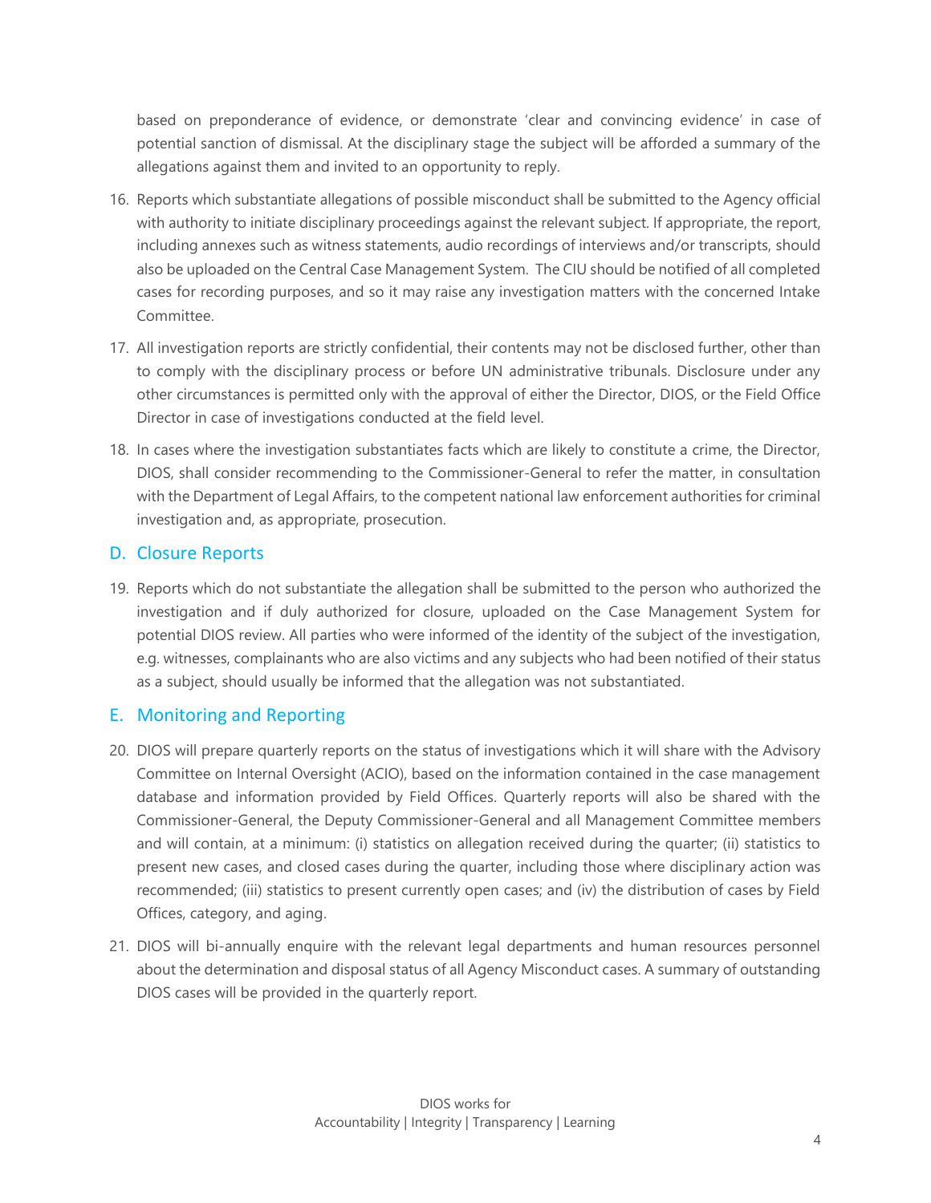based on preponderance of evidence, or demonstrate 'clear and convincing evidence' in case of potential sanction of dismissal. At the disciplinary stage the subject will be afforded a summary of the allegations against them and invited to an opportunity to reply.

16. Reports which substantiate allegations of possible misconduct shall be submitted to the Agency official with authority to initiate disciplinary proceedings against the relevant subject. If appropriate, the report, including annexes such as witness statements, audio recordings of interviews and/or transcripts, should also be uploaded on the Central Case Management System. The CIU should be notified of all completed cases for recording purposes, and so it may raise any investigation matters with the concerned Intake Committee.

17. All investigation reports are strictly confidential, their contents may not be disclosed further, other than to comply with the disciplinary process or before UN administrative tribunals. Disclosure under any other circumstances is permitted only with the approval of either the Director, DIOS, or the Field Office Director in case of investigations conducted at the field level.

18. In cases where the investigation substantiates facts which are likely to constitute a crime, the Director, DIOS, shall consider recommending to the Commissioner-General to refer the matter, in consultation with the Department of Legal Affairs, to the competent national law enforcement authorities for criminal investigation and, as appropriate, prosecution.

## D. Closure Reports

19. Reports which do not substantiate the allegation shall be submitted to the person who authorized the investigation and if duly authorized for closure, uploaded on the Case Management System for potential DIOS review. All parties who were informed of the identity of the subject of the investigation, e.g. witnesses, complainants who are also victims and any subjects who had been notified of their status as a subject, should usually be informed that the allegation was not substantiated.

## E. Monitoring and Reporting

20. DIOS will prepare quarterly reports on the status of investigations which it will share with the Advisory Committee on Internal Oversight (ACIO), based on the information contained in the case management database and information provided by Field Offices. Quarterly reports will also be shared with the Commissioner-General, the Deputy Commissioner-General and all Management Committee members and will contain, at a minimum: (i) statistics on allegation received during the quarter; (ii) statistics to present new cases, and closed cases during the quarter, including those where disciplinary action was recommended; (iii) statistics to present currently open cases; and (iv) the distribution of cases by Field Offices, category, and aging.

21. DIOS will bi-annually enquire with the relevant legal departments and human resources personnel about the determination and disposal status of all Agency Misconduct cases. A summary of outstanding DIOS cases will be provided in the quarterly report.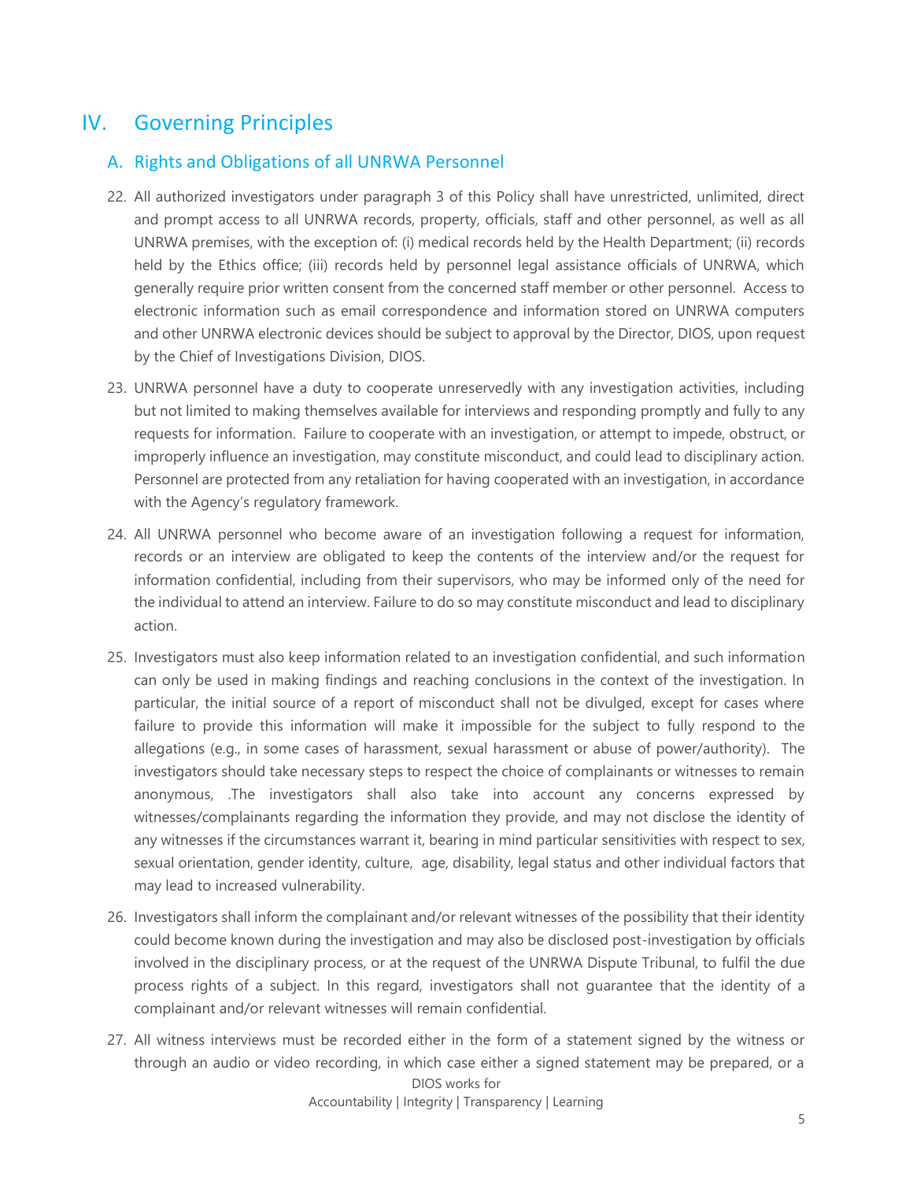# IV. Governing Principles

## A. Rights and Obligations of all UNRWA Personnel

22. All authorized investigators under paragraph 3 of this Policy shall have unrestricted, unlimited, direct and prompt access to all UNRWA records, property, officials, staff and other personnel, as well as all UNRWA premises, with the exception of: (i) medical records held by the Health Department; (ii) records held by the Ethics office; (iii) records held by personnel legal assistance officials of UNRWA, which generally require prior written consent from the concerned staff member or other personnel. Access to electronic information such as email correspondence and information stored on UNRWA computers and other UNRWA electronic devices should be subject to approval by the Director, DIOS, upon request by the Chief of Investigations Division, DIOS.

23. UNRWA personnel have a duty to cooperate unreservedly with any investigation activities, including but not limited to making themselves available for interviews and responding promptly and fully to any requests for information. Failure to cooperate with an investigation, or attempt to impede, obstruct, or improperly influence an investigation, may constitute misconduct, and could lead to disciplinary action. Personnel are protected from any retaliation for having cooperated with an investigation, in accordance with the Agency's regulatory framework.

24. All UNRWA personnel who become aware of an investigation following a request for information, records or an interview are obligated to keep the contents of the interview and/or the request for information confidential, including from their supervisors, who may be informed only of the need for the individual to attend an interview. Failure to do so may constitute misconduct and lead to disciplinary action.

25. Investigators must also keep information related to an investigation confidential, and such information can only be used in making findings and reaching conclusions in the context of the investigation. In particular, the initial source of a report of misconduct shall not be divulged, except for cases where failure to provide this information will make it impossible for the subject to fully respond to the allegations (e.g., in some cases of harassment, sexual harassment or abuse of power/authority). The investigators should take necessary steps to respect the choice of complainants or witnesses to remain anonymous, .The investigators shall also take into account any concerns expressed by witnesses/complainants regarding the information they provide, and may not disclose the identity of any witnesses if the circumstances warrant it, bearing in mind particular sensitivities with respect to sex, sexual orientation, gender identity, culture, age, disability, legal status and other individual factors that may lead to increased vulnerability.

26. Investigators shall inform the complainant and/or relevant witnesses of the possibility that their identity could become known during the investigation and may also be disclosed post-investigation by officials involved in the disciplinary process, or at the request of the UNRWA Dispute Tribunal, to fulfil the due process rights of a subject. In this regard, investigators shall not guarantee that the identity of a complainant and/or relevant witnesses will remain confidential.

27. All witness interviews must be recorded either in the form of a statement signed by the witness or through an audio or video recording, in which case either a signed statement may be prepared, or a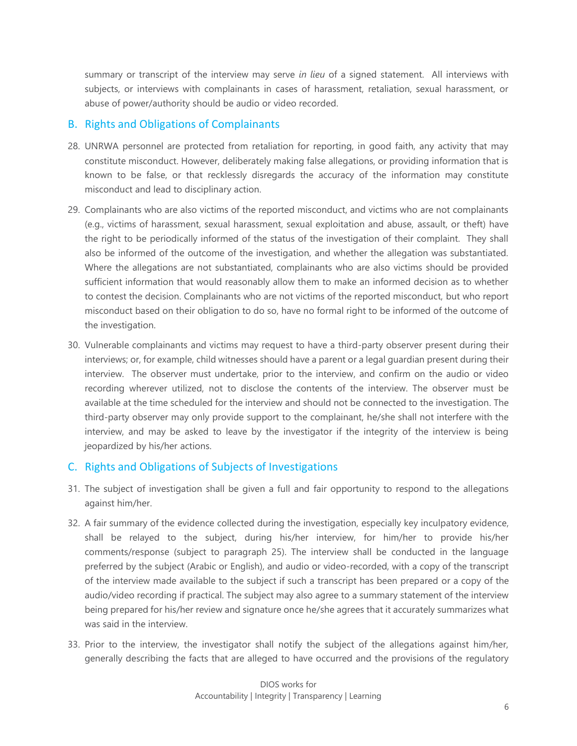summary or transcript of the interview may serve *in lieu* of a signed statement. All interviews with subjects, or interviews with complainants in cases of harassment, retaliation, sexual harassment, or abuse of power/authority should be audio or video recorded.

## B. Rights and Obligations of Complainants

28. UNRWA personnel are protected from retaliation for reporting, in good faith, any activity that may constitute misconduct. However, deliberately making false allegations, or providing information that is known to be false, or that recklessly disregards the accuracy of the information may constitute misconduct and lead to disciplinary action.

29. Complainants who are also victims of the reported misconduct, and victims who are not complainants (e.g., victims of harassment, sexual harassment, sexual exploitation and abuse, assault, or theft) have the right to be periodically informed of the status of the investigation of their complaint. They shall also be informed of the outcome of the investigation, and whether the allegation was substantiated. Where the allegations are not substantiated, complainants who are also victims should be provided sufficient information that would reasonably allow them to make an informed decision as to whether to contest the decision. Complainants who are not victims of the reported misconduct, but who report misconduct based on their obligation to do so, have no formal right to be informed of the outcome of the investigation.

30. Vulnerable complainants and victims may request to have a third-party observer present during their interviews; or, for example, child witnesses should have a parent or a legal guardian present during their interview. The observer must undertake, prior to the interview, and confirm on the audio or video recording wherever utilized, not to disclose the contents of the interview. The observer must be available at the time scheduled for the interview and should not be connected to the investigation. The third-party observer may only provide support to the complainant, he/she shall not interfere with the interview, and may be asked to leave by the investigator if the integrity of the interview is being jeopardized by his/her actions.

## C. Rights and Obligations of Subjects of Investigations

31. The subject of investigation shall be given a full and fair opportunity to respond to the allegations against him/her.

32. A fair summary of the evidence collected during the investigation, especially key inculpatory evidence, shall be relayed to the subject, during his/her interview, for him/her to provide his/her comments/response (subject to paragraph 25). The interview shall be conducted in the language preferred by the subject (Arabic or English), and audio or video-recorded, with a copy of the transcript of the interview made available to the subject if such a transcript has been prepared or a copy of the audio/video recording if practical. The subject may also agree to a summary statement of the interview being prepared for his/her review and signature once he/she agrees that it accurately summarizes what was said in the interview.

33. Prior to the interview, the investigator shall notify the subject of the allegations against him/her, generally describing the facts that are alleged to have occurred and the provisions of the regulatory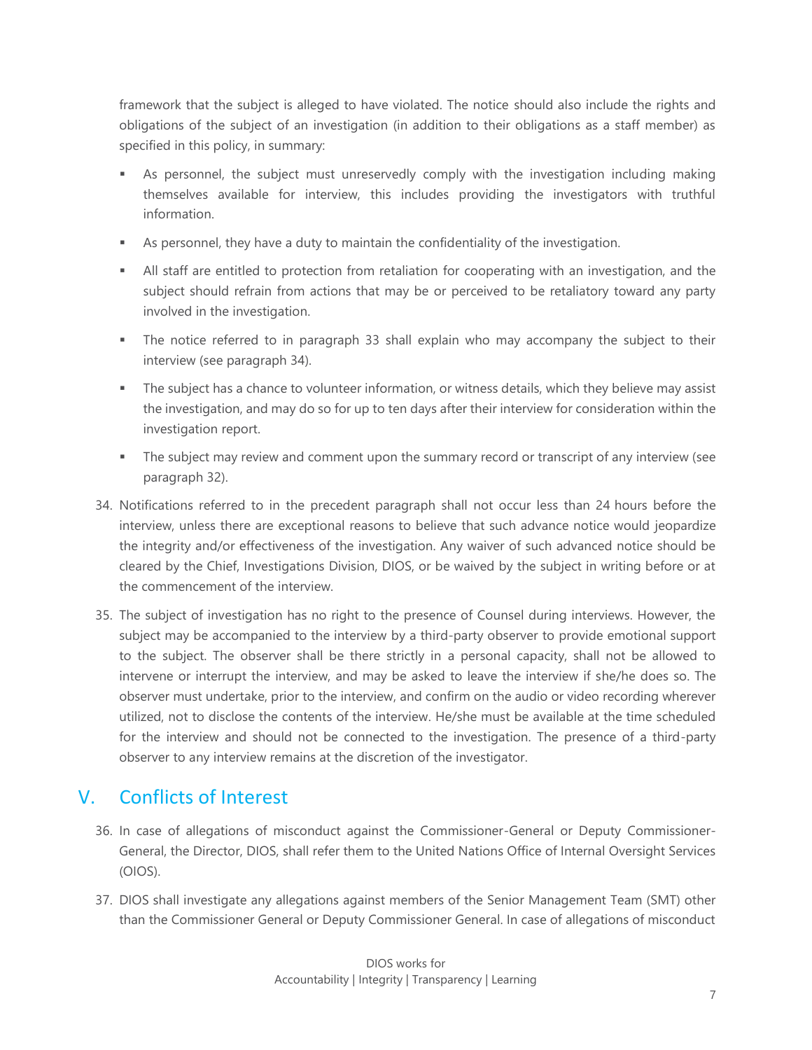framework that the subject is alleged to have violated. The notice should also include the rights and obligations of the subject of an investigation (in addition to their obligations as a staff member) as specified in this policy, in summary:

- As personnel, the subject must unreservedly comply with the investigation including making themselves available for interview, this includes providing the investigators with truthful information.
- As personnel, they have a duty to maintain the confidentiality of the investigation.
- All staff are entitled to protection from retaliation for cooperating with an investigation, and the subject should refrain from actions that may be or perceived to be retaliatory toward any party involved in the investigation.
- The notice referred to in paragraph 33 shall explain who may accompany the subject to their interview (see paragraph 34).
- The subject has a chance to volunteer information, or witness details, which they believe may assist the investigation, and may do so for up to ten days after their interview for consideration within the investigation report.
- The subject may review and comment upon the summary record or transcript of any interview (see paragraph 32).

34. Notifications referred to in the precedent paragraph shall not occur less than 24 hours before the interview, unless there are exceptional reasons to believe that such advance notice would jeopardize the integrity and/or effectiveness of the investigation. Any waiver of such advanced notice should be cleared by the Chief, Investigations Division, DIOS, or be waived by the subject in writing before or at the commencement of the interview.

35. The subject of investigation has no right to the presence of Counsel during interviews. However, the subject may be accompanied to the interview by a third-party observer to provide emotional support to the subject. The observer shall be there strictly in a personal capacity, shall not be allowed to intervene or interrupt the interview, and may be asked to leave the interview if she/he does so. The observer must undertake, prior to the interview, and confirm on the audio or video recording wherever utilized, not to disclose the contents of the interview. He/she must be available at the time scheduled for the interview and should not be connected to the investigation. The presence of a third-party observer to any interview remains at the discretion of the investigator.

## V. Conflicts of Interest

36. In case of allegations of misconduct against the Commissioner-General or Deputy Commissioner-General, the Director, DIOS, shall refer them to the United Nations Office of Internal Oversight Services (OIOS).

37. DIOS shall investigate any allegations against members of the Senior Management Team (SMT) other than the Commissioner General or Deputy Commissioner General. In case of allegations of misconduct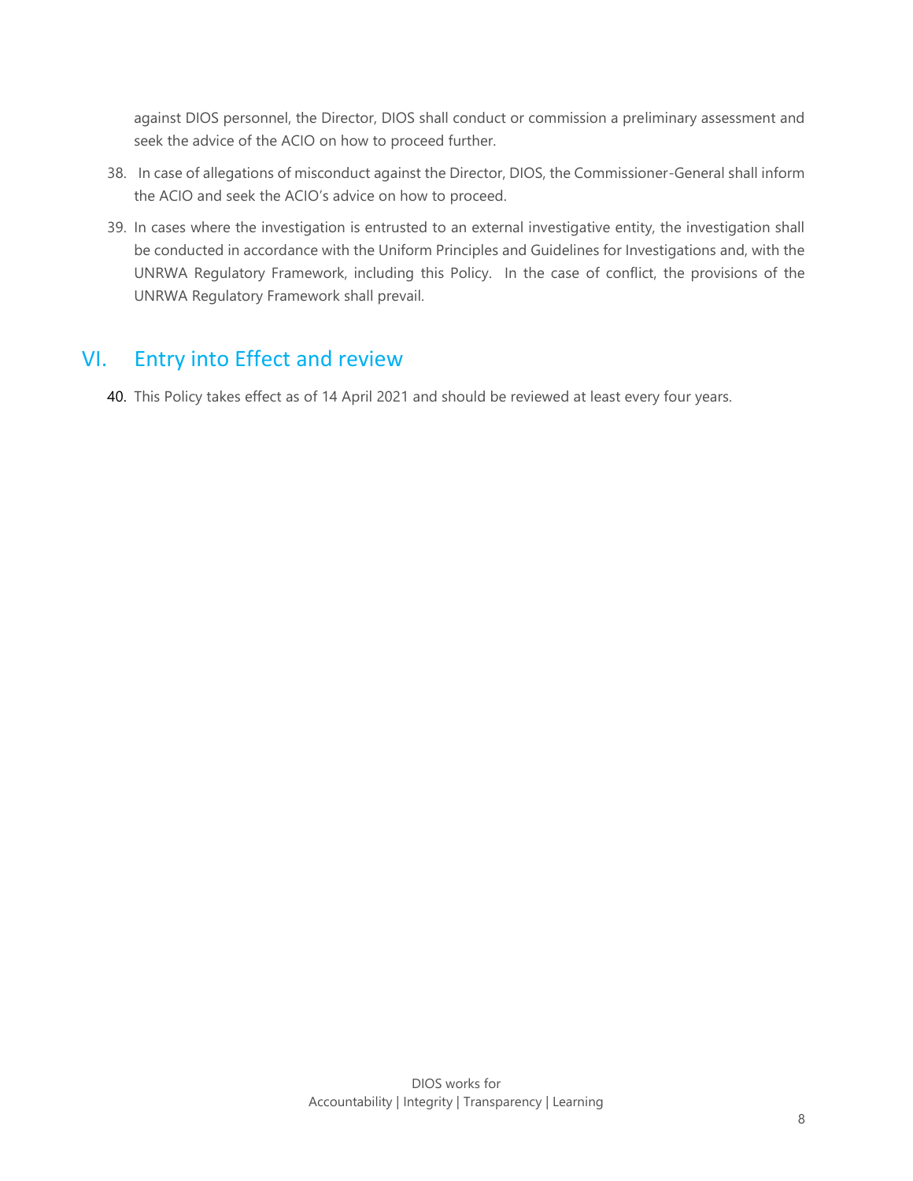against DIOS personnel, the Director, DIOS shall conduct or commission a preliminary assessment and seek the advice of the ACIO on how to proceed further.

38. In case of allegations of misconduct against the Director, DIOS, the Commissioner-General shall inform the ACIO and seek the ACIO's advice on how to proceed.

39. In cases where the investigation is entrusted to an external investigative entity, the investigation shall be conducted in accordance with the Uniform Principles and Guidelines for Investigations and, with the UNRWA Regulatory Framework, including this Policy. In the case of conflict, the provisions of the UNRWA Regulatory Framework shall prevail.

## VI. Entry into Effect and review

40. This Policy takes effect as of 14 April 2021 and should be reviewed at least every four years.

DIOS works for
Accountability | Integrity | Transparency | Learning